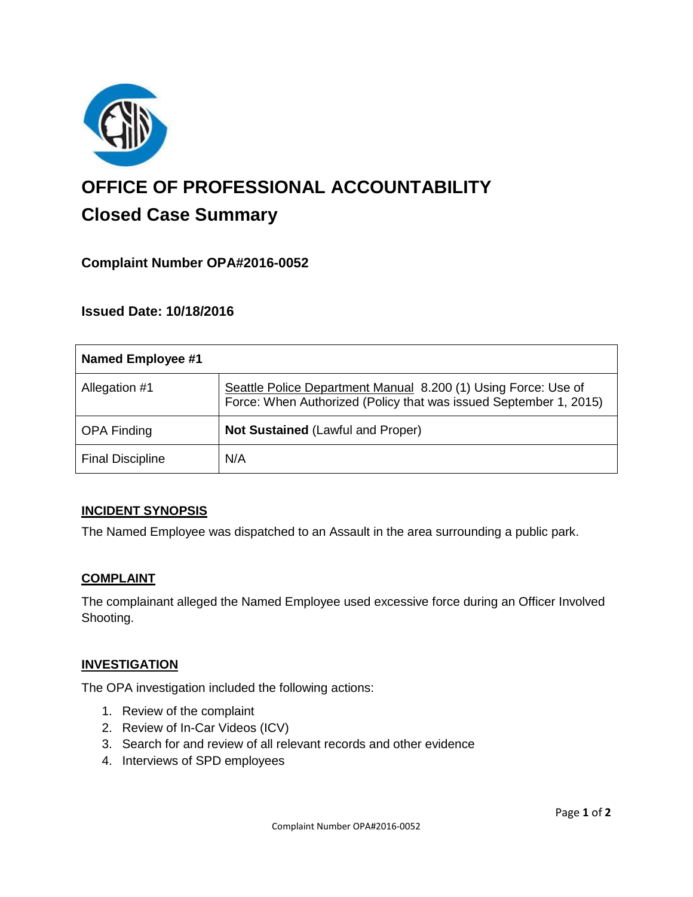# OFFICE OF PROFESSIONAL ACCOUNTABILITY

## Closed Case Summary

### Complaint Number OPA#2016-0052

### Issued Date: 10/18/2016

| Named Employee #1 | |
|---|---|
| Allegation #1 | Seattle Police Department Manual 8.200 (1) Using Force: Use of Force: When Authorized (Policy that was issued September 1, 2015) |
| OPA Finding | **Not Sustained** (Lawful and Proper) |
| Final Discipline | N/A |

**INCIDENT SYNOPSIS**

The Named Employee was dispatched to an Assault in the area surrounding a public park.

**COMPLAINT**

The complainant alleged the Named Employee used excessive force during an Officer Involved Shooting.

**INVESTIGATION**

The OPA investigation included the following actions:

1. Review of the complaint
2. Review of In-Car Videos (ICV)
3. Search for and review of all relevant records and other evidence
4. Interviews of SPD employees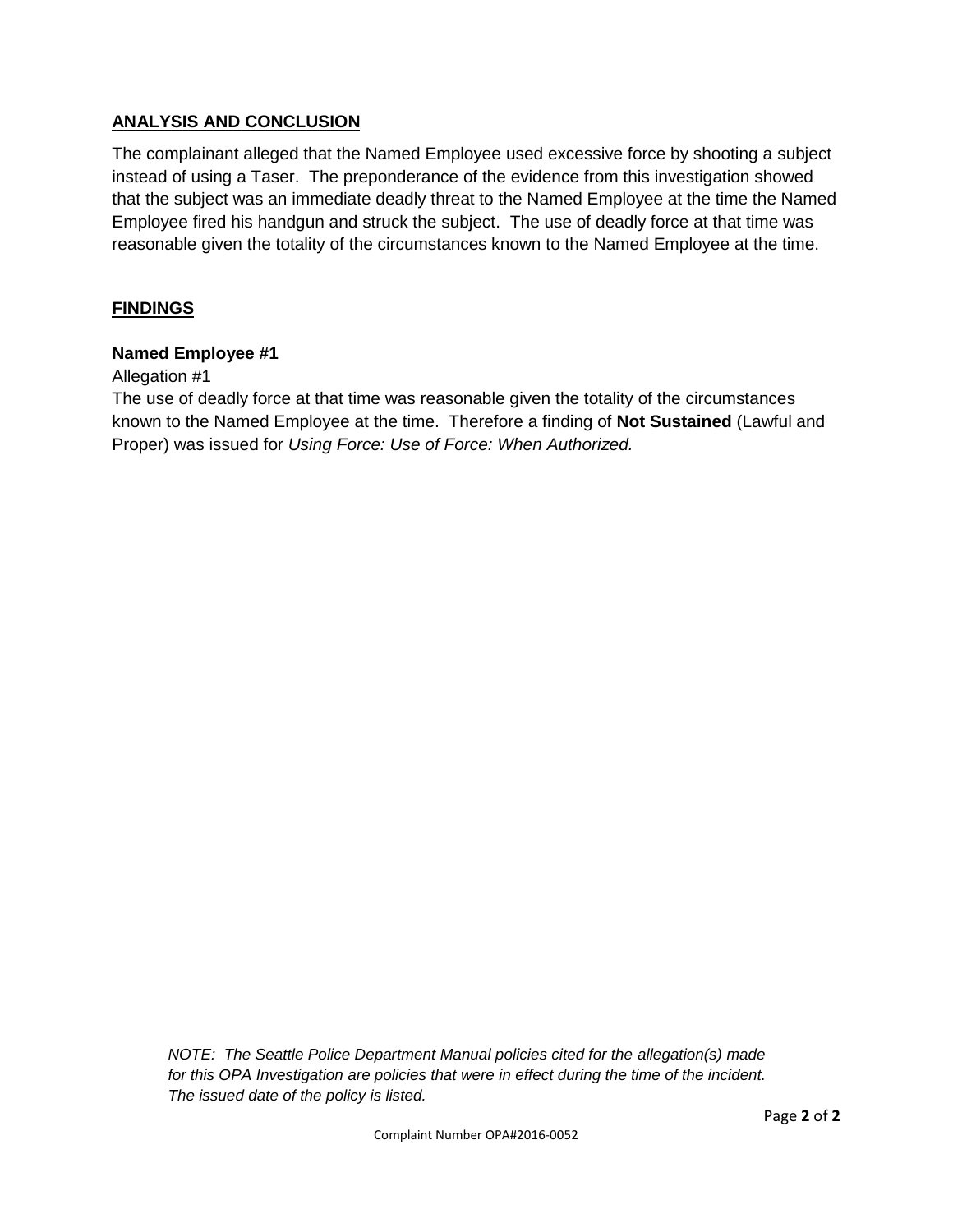## ANALYSIS AND CONCLUSION

The complainant alleged that the Named Employee used excessive force by shooting a subject instead of using a Taser. The preponderance of the evidence from this investigation showed that the subject was an immediate deadly threat to the Named Employee at the time the Named Employee fired his handgun and struck the subject. The use of deadly force at that time was reasonable given the totality of the circumstances known to the Named Employee at the time.

## FINDINGS

### Named Employee #1

Allegation #1

The use of deadly force at that time was reasonable given the totality of the circumstances known to the Named Employee at the time. Therefore a finding of **Not Sustained** (Lawful and Proper) was issued for *Using Force: Use of Force: When Authorized.*

*NOTE: The Seattle Police Department Manual policies cited for the allegation(s) made for this OPA Investigation are policies that were in effect during the time of the incident. The issued date of the policy is listed.*

Complaint Number OPA#2016-0052